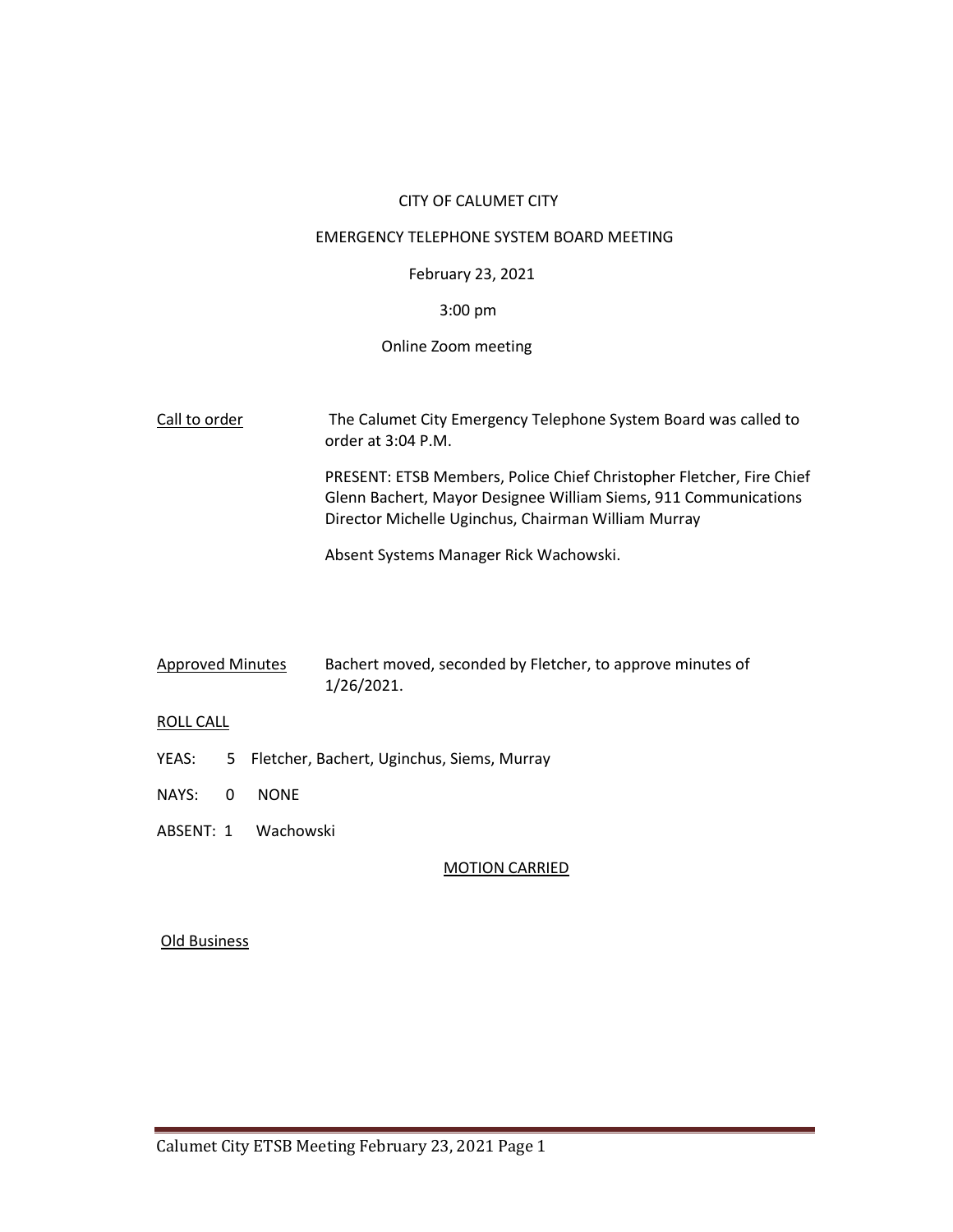CITY OF CALUMET CITY

EMERGENCY TELEPHONE SYSTEM BOARD MEETING

February 23, 2021

3:00 pm

Online Zoom meeting

<u>Call to order</u> The Calumet City Emergency Telephone System Board was called to order at 3:04 P.M.

PRESENT: ETSB Members, Police Chief Christopher Fletcher, Fire Chief Glenn Bachert, Mayor Designee William Siems, 911 Communications Director Michelle Uginchus, Chairman William Murray

Absent Systems Manager Rick Wachowski.

<u>Approved Minutes</u> Bachert moved, seconded by Fletcher, to approve minutes of 1/26/2021.

<u>ROLL CALL</u>

YEAS: 5 Fletcher, Bachert, Uginchus, Siems, Murray

NAYS: 0 NONE

ABSENT: 1 Wachowski

<u>MOTION CARRIED</u>

<u>Old Business</u>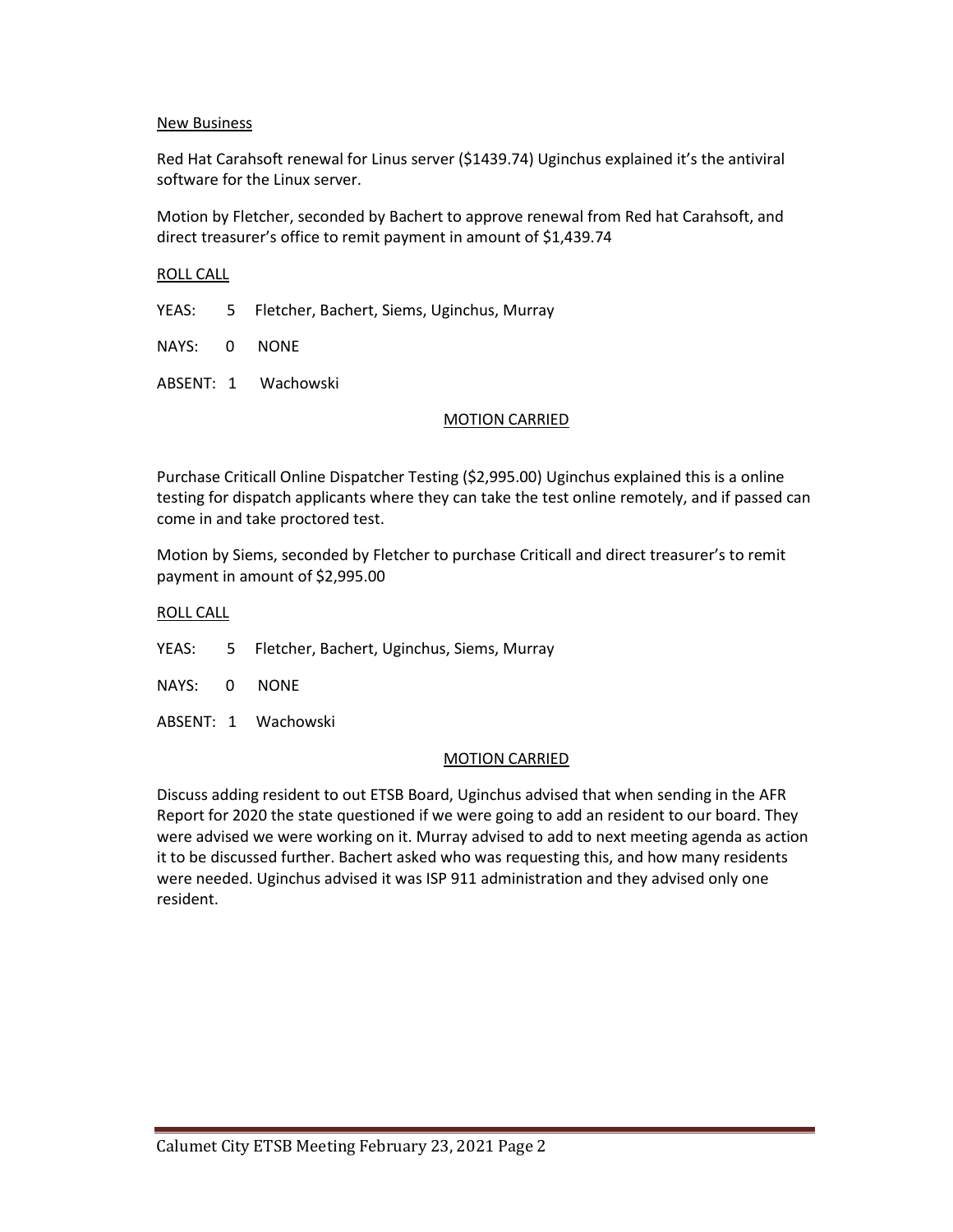New Business

Red Hat Carahsoft renewal for Linus server ($1439.74) Uginchus explained it's the antiviral software for the Linux server.

Motion by Fletcher, seconded by Bachert to approve renewal from Red hat Carahsoft, and direct treasurer's office to remit payment in amount of $1,439.74

ROLL CALL

YEAS: 5 Fletcher, Bachert, Siems, Uginchus, Murray

NAYS: 0 NONE

ABSENT: 1 Wachowski

MOTION CARRIED

Purchase Criticall Online Dispatcher Testing ($2,995.00) Uginchus explained this is a online testing for dispatch applicants where they can take the test online remotely, and if passed can come in and take proctored test.

Motion by Siems, seconded by Fletcher to purchase Criticall and direct treasurer's to remit payment in amount of $2,995.00

ROLL CALL

YEAS: 5 Fletcher, Bachert, Uginchus, Siems, Murray

NAYS: 0 NONE

ABSENT: 1 Wachowski

MOTION CARRIED

Discuss adding resident to out ETSB Board, Uginchus advised that when sending in the AFR Report for 2020 the state questioned if we were going to add an resident to our board. They were advised we were working on it. Murray advised to add to next meeting agenda as action it to be discussed further. Bachert asked who was requesting this, and how many residents were needed. Uginchus advised it was ISP 911 administration and they advised only one resident.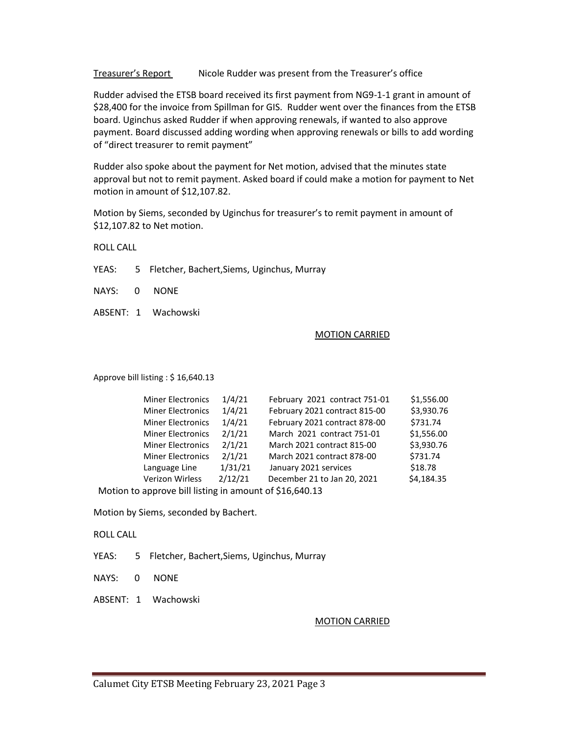Treasurer's Report Nicole Rudder was present from the Treasurer's office

Rudder advised the ETSB board received its first payment from NG9-1-1 grant in amount of $28,400 for the invoice from Spillman for GIS. Rudder went over the finances from the ETSB board. Uginchus asked Rudder if when approving renewals, if wanted to also approve payment. Board discussed adding wording when approving renewals or bills to add wording of "direct treasurer to remit payment"

Rudder also spoke about the payment for Net motion, advised that the minutes state approval but not to remit payment. Asked board if could make a motion for payment to Net motion in amount of $12,107.82.

Motion by Siems, seconded by Uginchus for treasurer's to remit payment in amount of $12,107.82 to Net motion.

ROLL CALL

YEAS: 5 Fletcher, Bachert,Siems, Uginchus, Murray

NAYS: 0 NONE

ABSENT: 1 Wachowski

MOTION CARRIED

Approve bill listing : $ 16,640.13

| | | | |
|---|---|---|---|
| Miner Electronics | 1/4/21 | February 2021 contract 751-01 | $1,556.00 |
| Miner Electronics | 1/4/21 | February 2021 contract 815-00 | $3,930.76 |
| Miner Electronics | 1/4/21 | February 2021 contract 878-00 | $731.74 |
| Miner Electronics | 2/1/21 | March 2021 contract 751-01 | $1,556.00 |
| Miner Electronics | 2/1/21 | March 2021 contract 815-00 | $3,930.76 |
| Miner Electronics | 2/1/21 | March 2021 contract 878-00 | $731.74 |
| Language Line | 1/31/21 | January 2021 services | $18.78 |
| Verizon Wirless | 2/12/21 | December 21 to Jan 20, 2021 | $4,184.35 |

Motion to approve bill listing in amount of $16,640.13

Motion by Siems, seconded by Bachert.

ROLL CALL

YEAS: 5 Fletcher, Bachert,Siems, Uginchus, Murray

NAYS: 0 NONE

ABSENT: 1 Wachowski

MOTION CARRIED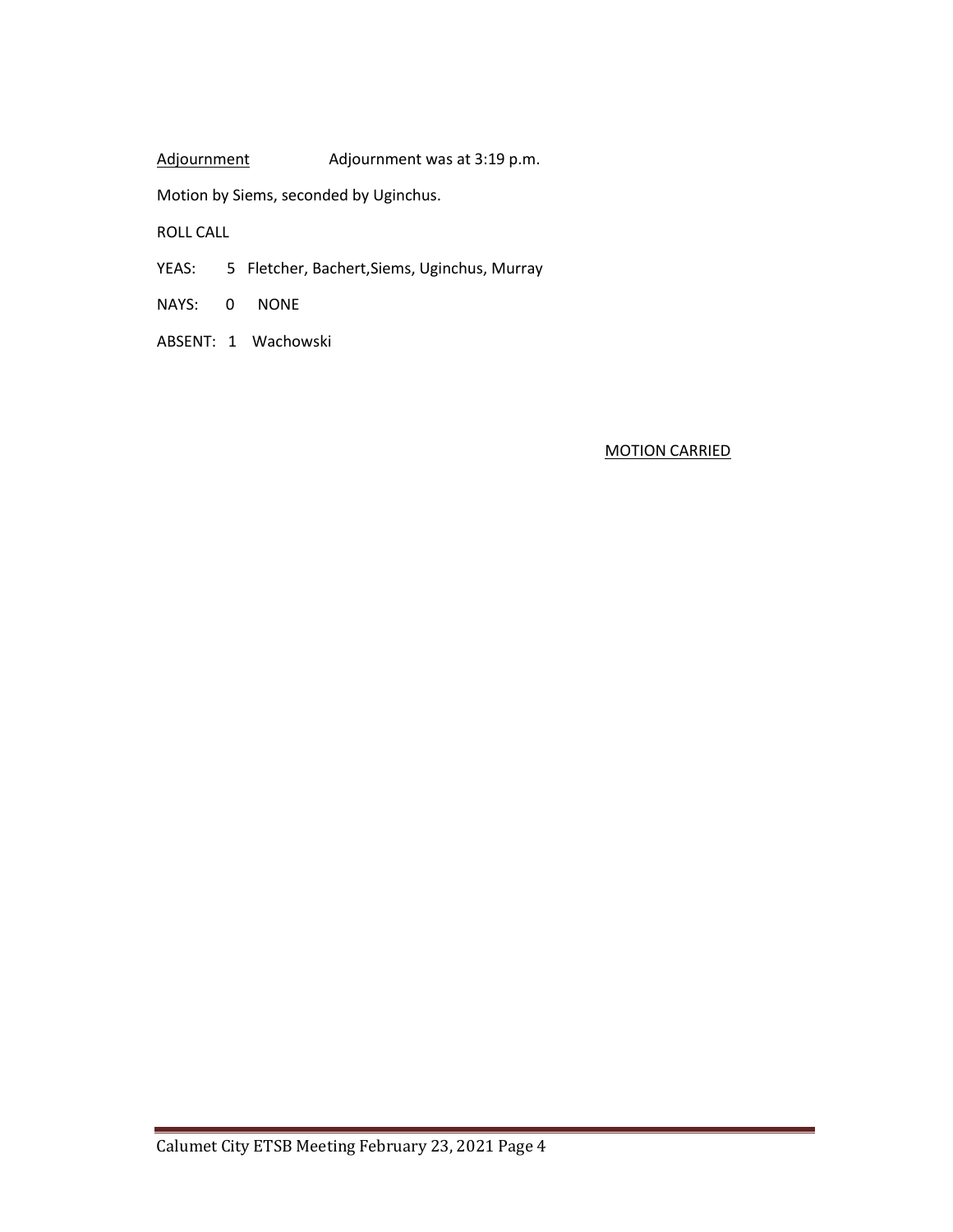Adjournment Adjournment was at 3:19 p.m.

Motion by Siems, seconded by Uginchus.

ROLL CALL

YEAS: 5 Fletcher, Bachert,Siems, Uginchus, Murray

NAYS: 0 NONE

ABSENT: 1 Wachowski

MOTION CARRIED